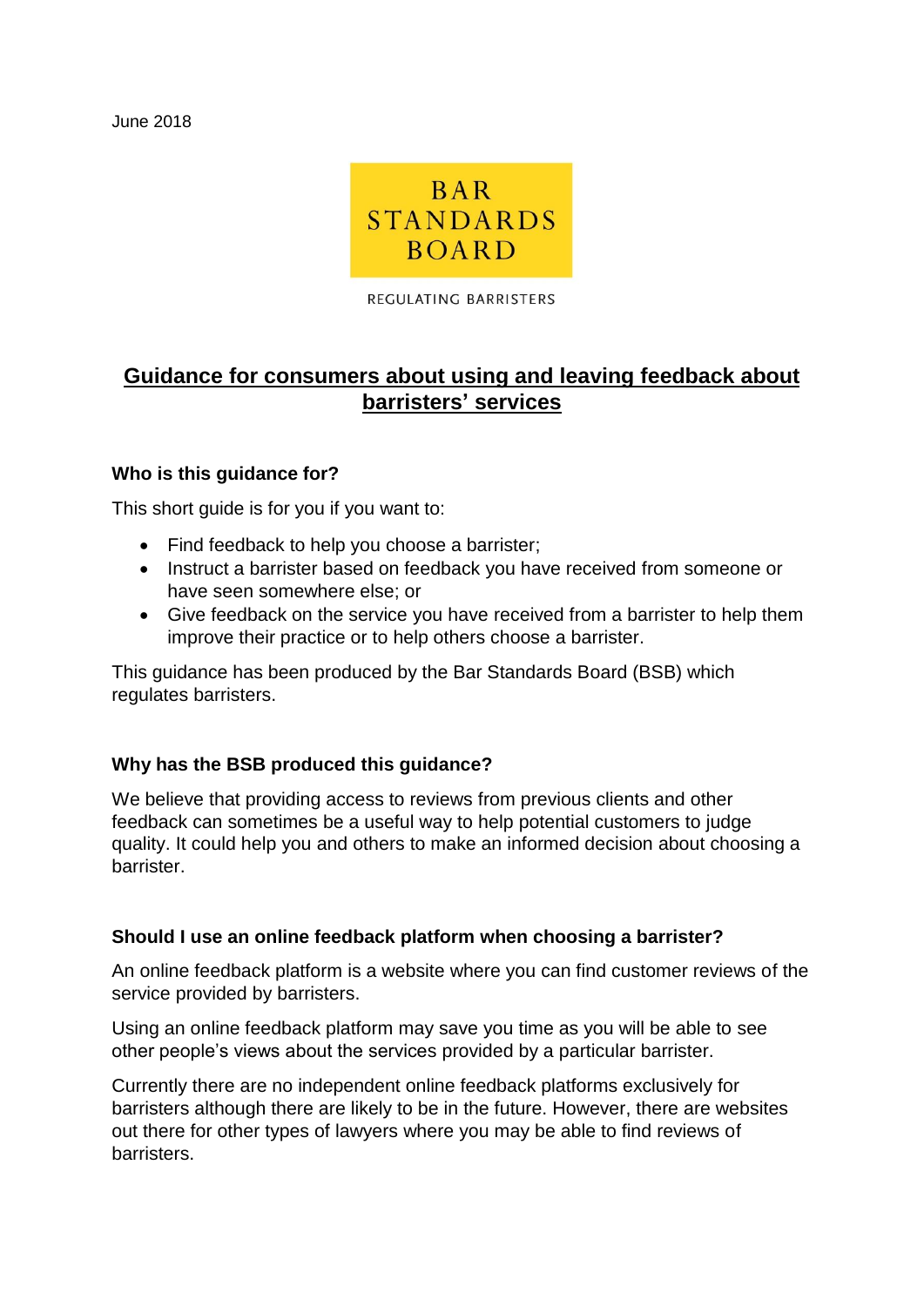June 2018

BAR STANDARDS BOARD

REGULATING BARRISTERS

# Guidance for consumers about using and leaving feedback about barristers' services

### Who is this guidance for?

This short guide is for you if you want to:

- Find feedback to help you choose a barrister;
- Instruct a barrister based on feedback you have received from someone or have seen somewhere else; or
- Give feedback on the service you have received from a barrister to help them improve their practice or to help others choose a barrister.

This guidance has been produced by the Bar Standards Board (BSB) which regulates barristers.

### Why has the BSB produced this guidance?

We believe that providing access to reviews from previous clients and other feedback can sometimes be a useful way to help potential customers to judge quality. It could help you and others to make an informed decision about choosing a barrister.

### Should I use an online feedback platform when choosing a barrister?

An online feedback platform is a website where you can find customer reviews of the service provided by barristers.

Using an online feedback platform may save you time as you will be able to see other people's views about the services provided by a particular barrister.

Currently there are no independent online feedback platforms exclusively for barristers although there are likely to be in the future. However, there are websites out there for other types of lawyers where you may be able to find reviews of barristers.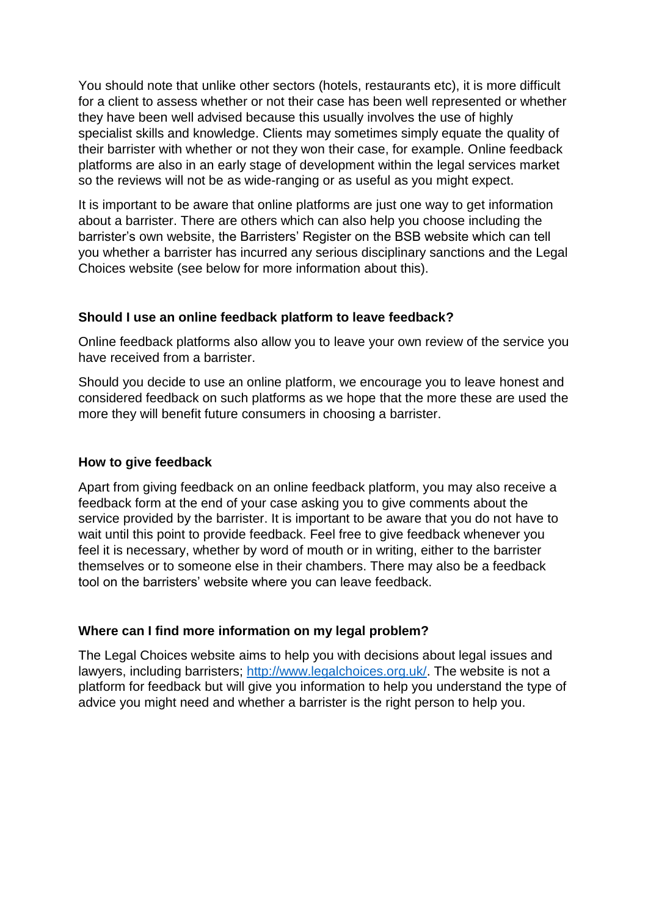You should note that unlike other sectors (hotels, restaurants etc), it is more difficult for a client to assess whether or not their case has been well represented or whether they have been well advised because this usually involves the use of highly specialist skills and knowledge. Clients may sometimes simply equate the quality of their barrister with whether or not they won their case, for example. Online feedback platforms are also in an early stage of development within the legal services market so the reviews will not be as wide-ranging or as useful as you might expect.

It is important to be aware that online platforms are just one way to get information about a barrister. There are others which can also help you choose including the barrister's own website, the Barristers' Register on the BSB website which can tell you whether a barrister has incurred any serious disciplinary sanctions and the Legal Choices website (see below for more information about this).

**Should I use an online feedback platform to leave feedback?**

Online feedback platforms also allow you to leave your own review of the service you have received from a barrister.

Should you decide to use an online platform, we encourage you to leave honest and considered feedback on such platforms as we hope that the more these are used the more they will benefit future consumers in choosing a barrister.

**How to give feedback**

Apart from giving feedback on an online feedback platform, you may also receive a feedback form at the end of your case asking you to give comments about the service provided by the barrister. It is important to be aware that you do not have to wait until this point to provide feedback. Feel free to give feedback whenever you feel it is necessary, whether by word of mouth or in writing, either to the barrister themselves or to someone else in their chambers. There may also be a feedback tool on the barristers' website where you can leave feedback.

**Where can I find more information on my legal problem?**

The Legal Choices website aims to help you with decisions about legal issues and lawyers, including barristers; [http://www.legalchoices.org.uk/](http://www.legalchoices.org.uk/). The website is not a platform for feedback but will give you information to help you understand the type of advice you might need and whether a barrister is the right person to help you.